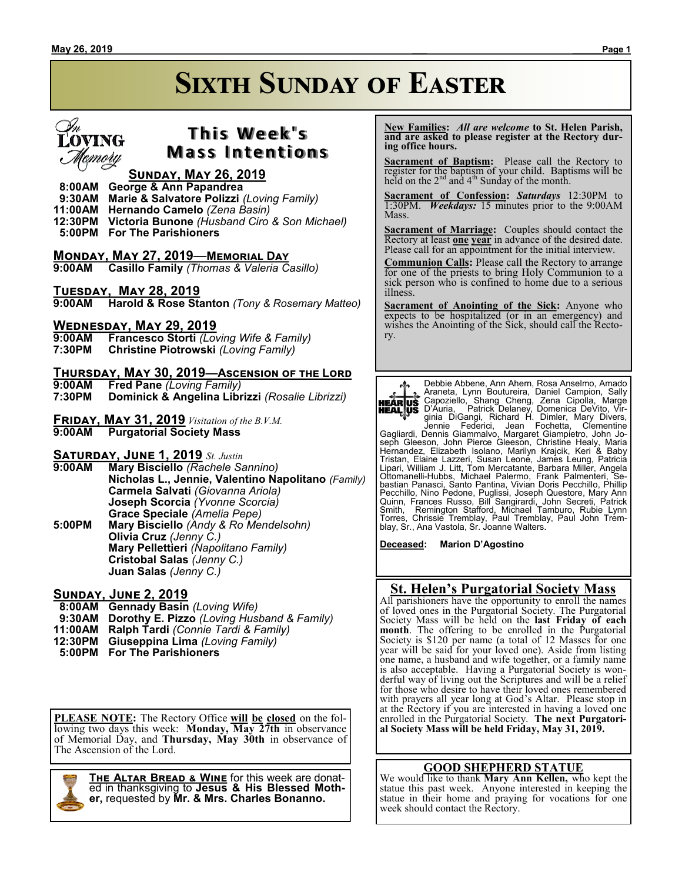# Sixth Sunday of Easter

## This Week's Mass Intentions

### Sunday, May 26, 2019

**8:00AM George & Ann Papandrea**
**9:30AM Marie & Salvatore Polizzi** *(Loving Family)*
**11:00AM Hernando Camelo** *(Zena Basin)*
**12:30PM Victoria Bunone** *(Husband Ciro & Son Michael)*
**5:00PM For The Parishioners**

### Monday, May 27, 2019—Memorial Day

**9:00AM Casillo Family** *(Thomas & Valeria Casillo)*

### Tuesday, May 28, 2019

**9:00AM Harold & Rose Stanton** *(Tony & Rosemary Matteo)*

### Wednesday, May 29, 2019

**9:00AM Francesco Storti** *(Loving Wife & Family)*
**7:30PM Christine Piotrowski** *(Loving Family)*

### Thursday, May 30, 2019—Ascension of the Lord

**9:00AM Fred Pane** *(Loving Family)*
**7:30PM Dominick & Angelina Librizzi** *(Rosalie Librizzi)*

### Friday, May 31, 2019 *Visitation of the B.V.M.*

**9:00AM Purgatorial Society Mass**

### Saturday, June 1, 2019 *St. Justin*

**9:00AM Mary Bisciello** *(Rachele Sannino)*
**Nicholas L., Jennie, Valentino Napolitano** *(Family)*
**Carmela Salvati** *(Giovanna Ariola)*
**Joseph Scorcia** *(Yvonne Scorcia)*
**Grace Speciale** *(Amelia Pepe)*
**5:00PM Mary Bisciello** *(Andy & Ro Mendelsohn)*
**Olivia Cruz** *(Jenny C.)*
**Mary Pellettieri** *(Napolitano Family)*
**Cristobal Salas** *(Jenny C.)*
**Juan Salas** *(Jenny C.)*

### Sunday, June 2, 2019

**8:00AM Gennady Basin** *(Loving Wife)*
**9:30AM Dorothy E. Pizzo** *(Loving Husband & Family)*
**11:00AM Ralph Tardi** *(Connie Tardi & Family)*
**12:30PM Giuseppina Lima** *(Loving Family)*
**5:00PM For The Parishioners**

**PLEASE NOTE:** The Rectory Office **will be closed** on the following two days this week: **Monday, May 27th** in observance of Memorial Day, and **Thursday, May 30th** in observance of The Ascension of the Lord.

**The Altar Bread & Wine** for this week are donated in thanksgiving to **Jesus & His Blessed Mother,** requested by **Mr. & Mrs. Charles Bonanno.**

**New Families:** *All are welcome* **to St. Helen Parish, and are asked to please register at the Rectory during office hours.**

**Sacrament of Baptism:** Please call the Rectory to register for the baptism of your child. Baptisms will be held on the 2nd and 4th Sunday of the month.

**Sacrament of Confession:** *Saturdays* 12:30PM to 1:30PM. *Weekdays:* 15 minutes prior to the 9:00AM Mass.

**Sacrament of Marriage:** Couples should contact the Rectory at least **one year** in advance of the desired date. Please call for an appointment for the initial interview.

**Communion Calls:** Please call the Rectory to arrange for one of the priests to bring Holy Communion to a sick person who is confined to home due to a serious illness.

**Sacrament of Anointing of the Sick:** Anyone who expects to be hospitalized (or in an emergency) and wishes the Anointing of the Sick, should call the Rectory.

**HEAR US HEAL US**

Debbie Abbene, Ann Ahern, Rosa Anselmo, Amado Araneta, Lynn Boutureira, Daniel Campion, Sally Capoziello, Shang Cheng, Zena Cipolla, Marge D'Auria, Patrick Delaney, Domenica DeVito, Virginia DiGangi, Richard H. Dimler, Mary Divers, Jennie Federici, Jean Fochetta, Clementine Gagliardi, Dennis Giammalvo, Margaret Giampietro, John Joseph Gleeson, John Pierce Gleeson, Christine Healy, Maria Hernandez, Elizabeth Isolano, Marilyn Krajcik, Keri & Baby Tristan, Elaine Lazzeri, Susan Leone, James Leung, Patricia Lipari, William J. Litt, Tom Mercatante, Barbara Miller, Angela Ottomanelli-Hubbs, Michael Palermo, Frank Palmenteri, Sebastian Panasci, Santo Pantina, Vivian Doris Pecchillo, Phillip Pecchillo, Nino Pedone, Puglissi, Joseph Questore, Mary Ann Quinn, Frances Russo, Bill Sangirardi, John Secreti, Patrick Smith, Remington Stafford, Michael Tamburo, Rubie Lynn Torres, Chrissie Tremblay, Paul Tremblay, Paul John Tremblay, Sr., Ana Vastola, Sr. Joanne Walters.

**Deceased:** **Marion D'Agostino**

## St. Helen's Purgatorial Society Mass

All parishioners have the opportunity to enroll the names of loved ones in the Purgatorial Society. The Purgatorial Society Mass will be held on the **last Friday of each month**. The offering to be enrolled in the Purgatorial Society is $120 per name (a total of 12 Masses for one year will be said for your loved one). Aside from listing one name, a husband and wife together, or a family name is also acceptable. Having a Purgatorial Society is wonderful way of living out the Scriptures and will be a relief for those who desire to have their loved ones remembered with prayers all year long at God's Altar. Please stop in at the Rectory if you are interested in having a loved one enrolled in the Purgatorial Society. **The next Purgatorial Society Mass will be held Friday, May 31, 2019.**

## GOOD SHEPHERD STATUE

We would like to thank **Mary Ann Kellen,** who kept the statue this past week. Anyone interested in keeping the statue in their home and praying for vocations for one week should contact the Rectory.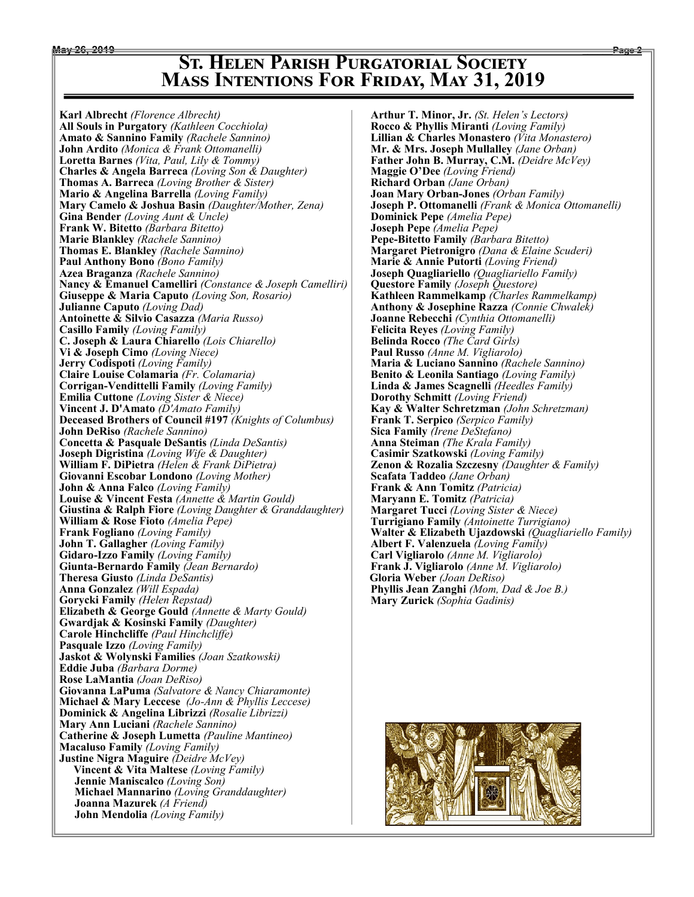# St. Helen Parish Purgatorial Society
## Mass Intentions For Friday, May 31, 2019

**Karl Albrecht** *(Florence Albrecht)*
**All Souls in Purgatory** *(Kathleen Cocchiola)*
**Amato & Sannino Family** *(Rachele Sannino)*
**John Ardito** *(Monica & Frank Ottomanelli)*
**Loretta Barnes** *(Vita, Paul, Lily & Tommy)*
**Charles & Angela Barreca** *(Loving Son & Daughter)*
**Thomas A. Barreca** *(Loving Brother & Sister)*
**Mario & Angelina Barrella** *(Loving Family)*
**Mary Camelo & Joshua Basin** *(Daughter/Mother, Zena)*
**Gina Bender** *(Loving Aunt & Uncle)*
**Frank W. Bitetto** *(Barbara Bitetto)*
**Marie Blankley** *(Rachele Sannino)*
**Thomas E. Blankley** *(Rachele Sannino)*
**Paul Anthony Bono** *(Bono Family)*
**Azea Braganza** *(Rachele Sannino)*
**Nancy & Emanuel Camelliri** *(Constance & Joseph Camelliri)*
**Giuseppe & Maria Caputo** *(Loving Son, Rosario)*
**Julianne Caputo** *(Loving Dad)*
**Antoinette & Silvio Casazza** *(Maria Russo)*
**Casillo Family** *(Loving Family)*
**C. Joseph & Laura Chiarello** *(Lois Chiarello)*
**Vi & Joseph Cimo** *(Loving Niece)*
**Jerry Codispoti** *(Loving Family)*
**Claire Louise Colamaria** *(Fr. Colamaria)*
**Corrigan-Vendittelli Family** *(Loving Family)*
**Emilia Cuttone** *(Loving Sister & Niece)*
**Vincent J. D'Amato** *(D'Amato Family)*
**Deceased Brothers of Council #197** *(Knights of Columbus)*
**John DeRiso** *(Rachele Sannino)*
**Concetta & Pasquale DeSantis** *(Linda DeSantis)*
**Joseph Digristina** *(Loving Wife & Daughter)*
**William F. DiPietra** *(Helen & Frank DiPietra)*
**Giovanni Escobar Londono** *(Loving Mother)*
**John & Anna Falco** *(Loving Family)*
**Louise & Vincent Festa** *(Annette & Martin Gould)*
**Giustina & Ralph Fiore** *(Loving Daughter & Granddaughter)*
**William & Rose Fioto** *(Amelia Pepe)*
**Frank Fogliano** *(Loving Family)*
**John T. Gallagher** *(Loving Family)*
**Gidaro-Izzo Family** *(Loving Family)*
**Giunta-Bernardo Family** *(Jean Bernardo)*
**Theresa Giusto** *(Linda DeSantis)*
**Anna Gonzalez** *(Will Espada)*
**Gorycki Family** *(Helen Repstad)*
**Elizabeth & George Gould** *(Annette & Marty Gould)*
**Gwardjak & Kosinski Family** *(Daughter)*
**Carole Hinchcliffe** *(Paul Hinchcliffe)*
**Pasquale Izzo** *(Loving Family)*
**Jaskot & Wolynski Families** *(Joan Szatkowski)*
**Eddie Juba** *(Barbara Dorme)*
**Rose LaMantia** *(Joan DeRiso)*
**Giovanna LaPuma** *(Salvatore & Nancy Chiaramonte)*
**Michael & Mary Leccese** *(Jo-Ann & Phyllis Leccese)*
**Dominick & Angelina Librizzi** *(Rosalie Librizzi)*
**Mary Ann Luciani** *(Rachele Sannino)*
**Catherine & Joseph Lumetta** *(Pauline Mantineo)*
**Macaluso Family** *(Loving Family)*
**Justine Nigra Maguire** *(Deidre McVey)*
**Vincent & Vita Maltese** *(Loving Family)*
**Jennie Maniscalco** *(Loving Son)*
**Michael Mannarino** *(Loving Granddaughter)*
**Joanna Mazurek** *(A Friend)*
**John Mendolia** *(Loving Family)*
**Arthur T. Minor, Jr.** *(St. Helen's Lectors)*
**Rocco & Phyllis Miranti** *(Loving Family)*
**Lillian & Charles Monastero** *(Vita Monastero)*
**Mr. & Mrs. Joseph Mullalley** *(Jane Orban)*
**Father John B. Murray, C.M.** *(Deidre McVey)*
**Maggie O'Dee** *(Loving Friend)*
**Richard Orban** *(Jane Orban)*
**Joan Mary Orban-Jones** *(Orban Family)*
**Joseph P. Ottomanelli** *(Frank & Monica Ottomanelli)*
**Dominick Pepe** *(Amelia Pepe)*
**Joseph Pepe** *(Amelia Pepe)*
**Pepe-Bitetto Family** *(Barbara Bitetto)*
**Margaret Pietronigro** *(Dana & Elaine Scuderi)*
**Marie & Annie Putorti** *(Loving Friend)*
**Joseph Quagliariello** *(Quagliariello Family)*
**Questore Family** *(Joseph Questore)*
**Kathleen Rammelkamp** *(Charles Rammelkamp)*
**Anthony & Josephine Razza** *(Connie Chwalek)*
**Joanne Rebecchi** *(Cynthia Ottomanelli)*
**Felicita Reyes** *(Loving Family)*
**Belinda Rocco** *(The Card Girls)*
**Paul Russo** *(Anne M. Vigliarolo)*
**Maria & Luciano Sannino** *(Rachele Sannino)*
**Benito & Leonila Santiago** *(Loving Family)*
**Linda & James Scagnelli** *(Heedles Family)*
**Dorothy Schmitt** *(Loving Friend)*
**Kay & Walter Schretzman** *(John Schretzman)*
**Frank T. Serpico** *(Serpico Family)*
**Sica Family** *(Irene DeStefano)*
**Anna Steiman** *(The Krala Family)*
**Casimir Szatkowski** *(Loving Family)*
**Zenon & Rozalia Szczesny** *(Daughter & Family)*
**Scafata Taddeo** *(Jane Orban)*
**Frank & Ann Tomitz** *(Patricia)*
**Maryann E. Tomitz** *(Patricia)*
**Margaret Tucci** *(Loving Sister & Niece)*
**Turrigiano Family** *(Antoinette Turrigiano)*
**Walter & Elizabeth Ujazdowski** *(Quagliariello Family)*
**Albert F. Valenzuela** *(Loving Family)*
**Carl Vigliarolo** *(Anne M. Vigliarolo)*
**Frank J. Vigliarolo** *(Anne M. Vigliarolo)*
**Gloria Weber** *(Joan DeRiso)*
**Phyllis Jean Zanghi** *(Mom, Dad & Joe B.)*
**Mary Zurick** *(Sophia Gadinis)*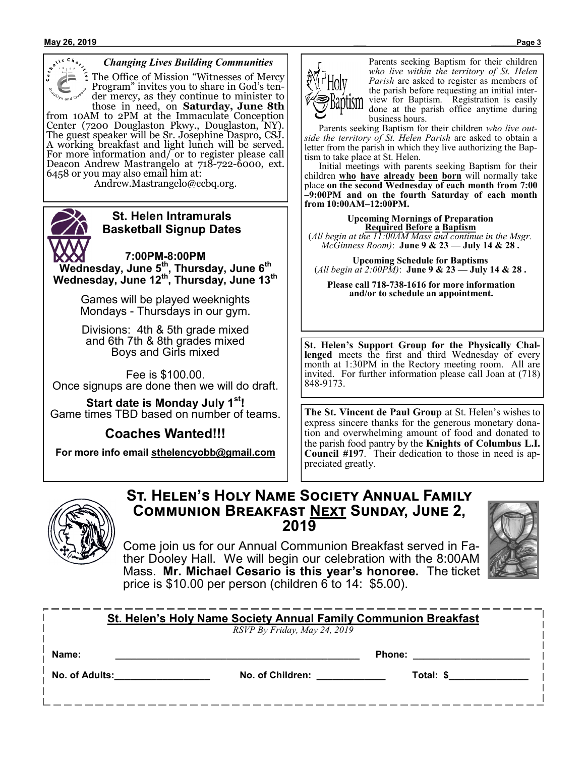### *Changing Lives Building Communities*

The Office of Mission "Witnesses of Mercy Program" invites you to share in God's tender mercy, as they continue to minister to those in need, on **Saturday, June 8th** from 10AM to 2PM at the Immaculate Conception Center (7200 Douglaston Pkwy., Douglaston, NY). The guest speaker will be Sr. Josephine Daspro, CSJ. A working breakfast and light lunch will be served. For more information and/ or to register please call Deacon Andrew Mastrangelo at 718-722-6000, ext. 6458 or you may also email him at:

Andrew.Mastrangelo@ccbq.org.

## St. Helen Intramurals Basketball Signup Dates

**7:00PM-8:00PM**
**Wednesday, June 5th, Thursday, June 6th**
**Wednesday, June 12th, Thursday, June 13th**

Games will be played weeknights Mondays - Thursdays in our gym.

Divisions: 4th & 5th grade mixed and 6th 7th & 8th grades mixed Boys and Girls mixed

Fee is $100.00.
Once signups are done then we will do draft.

**Start date is Monday July 1st!**
Game times TBD based on number of teams.

## Coaches Wanted!!!

**For more info email sthelencyobb@gmail.com**

### Holy Baptism

Parents seeking Baptism for their children *who live within the territory of St. Helen Parish* are asked to register as members of the parish before requesting an initial interview for Baptism. Registration is easily done at the parish office anytime during business hours.

Parents seeking Baptism for their children *who live outside the territory of St. Helen Parish* are asked to obtain a letter from the parish in which they live authorizing the Baptism to take place at St. Helen.

Initial meetings with parents seeking Baptism for their children **who have already been born** will normally take place **on the second Wednesday of each month from 7:00–9:00PM and on the fourth Saturday of each month from 10:00AM–12:00PM.**

**Upcoming Mornings of Preparation**
**Required Before a Baptism**
(*All begin at the 11:00AM Mass and continue in the Msgr. McGinness Room)*: **June 9 & 23 — July 14 & 28 .**

**Upcoming Schedule for Baptisms**
(*All begin at 2:00PM)*: **June 9 & 23 — July 14 & 28 .**

**Please call 718-738-1616 for more information and/or to schedule an appointment.**

**St. Helen's Support Group for the Physically Challenged** meets the first and third Wednesday of every month at 1:30PM in the Rectory meeting room. All are invited. For further information please call Joan at (718) 848-9173.

**The St. Vincent de Paul Group** at St. Helen's wishes to express sincere thanks for the generous monetary donation and overwhelming amount of food and donated to the parish food pantry by the **Knights of Columbus L.I. Council #197**. Their dedication to those in need is appreciated greatly.

## St. Helen's Holy Name Society Annual Family Communion Breakfast Next Sunday, June 2, 2019

Come join us for our Annual Communion Breakfast served in Father Dooley Hall. We will begin our celebration with the 8:00AM Mass. **Mr. Michael Cesario is this year's honoree.** The ticket price is $10.00 per person (children 6 to 14: $5.00).

**St. Helen's Holy Name Society Annual Family Communion Breakfast**
*RSVP By Friday, May 24, 2019*

**Name:** ____________________________________________ **Phone:** ______________________

**No. of Adults:**_________________ **No. of Children:** ____________ **Total: $**_______________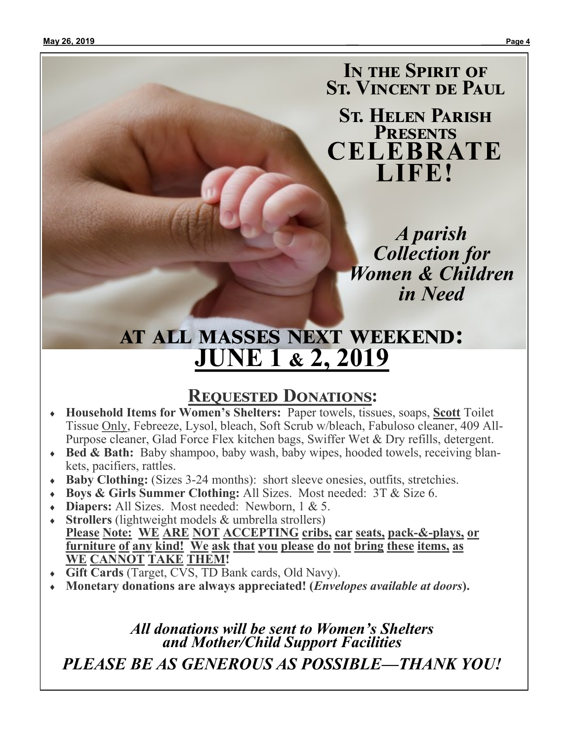# In the Spirit of St. Vincent de Paul

## St. Helen Parish Presents

# CELEBRATE LIFE!

***A parish Collection for Women & Children in Need***

## AT ALL MASSES NEXT WEEKEND:

# JUNE 1 & 2, 2019

## Requested Donations:

- **Household Items for Women's Shelters:** Paper towels, tissues, soaps, **Scott** Toilet Tissue Only, Febreeze, Lysol, bleach, Soft Scrub w/bleach, Fabuloso cleaner, 409 All-Purpose cleaner, Glad Force Flex kitchen bags, Swiffer Wet & Dry refills, detergent.
- **Bed & Bath:** Baby shampoo, baby wash, baby wipes, hooded towels, receiving blankets, pacifiers, rattles.
- **Baby Clothing:** (Sizes 3-24 months): short sleeve onesies, outfits, stretchies.
- **Boys & Girls Summer Clothing:** All Sizes. Most needed: 3T & Size 6.
- **Diapers:** All Sizes. Most needed: Newborn, 1 & 5.
- **Strollers** (lightweight models & umbrella strollers)
  **Please Note: WE ARE NOT ACCEPTING cribs, car seats, pack-&-plays, or furniture of any kind! We ask that you please do not bring these items, as WE CANNOT TAKE THEM!**
- **Gift Cards** (Target, CVS, TD Bank cards, Old Navy).
- **Monetary donations are always appreciated! (*Envelopes available at doors*).**

***All donations will be sent to Women's Shelters and Mother/Child Support Facilities***

***PLEASE BE AS GENEROUS AS POSSIBLE—THANK YOU!***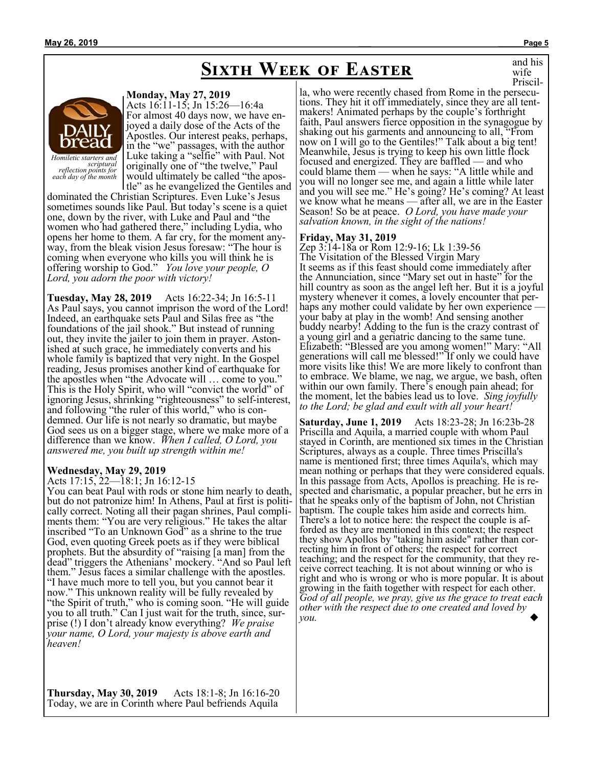# Sixth Week of Easter

*Homiletic starters and scriptural reflection points for each day of the month*

**Monday, May 27, 2019**
Acts 16:11-15; Jn 15:26—16:4a
For almost 40 days now, we have enjoyed a daily dose of the Acts of the Apostles. Our interest peaks, perhaps, in the "we" passages, with the author Luke taking a "selfie" with Paul. Not originally one of "the twelve," Paul would ultimately be called "the apostle" as he evangelized the Gentiles and dominated the Christian Scriptures. Even Luke's Jesus sometimes sounds like Paul. But today's scene is a quiet one, down by the river, with Luke and Paul and "the women who had gathered there," including Lydia, who opens her home to them. A far cry, for the moment anyway, from the bleak vision Jesus foresaw: "The hour is coming when everyone who kills you will think he is offering worship to God." *You love your people, O Lord, you adorn the poor with victory!*

**Tuesday, May 28, 2019** Acts 16:22-34; Jn 16:5-11
As Paul says, you cannot imprison the word of the Lord! Indeed, an earthquake sets Paul and Silas free as "the foundations of the jail shook." But instead of running out, they invite the jailer to join them in prayer. Astonished at such grace, he immediately converts and his whole family is baptized that very night. In the Gospel reading, Jesus promises another kind of earthquake for the apostles when "the Advocate will … come to you." This is the Holy Spirit, who will "convict the world" of ignoring Jesus, shrinking "righteousness" to self-interest, and following "the ruler of this world," who is condemned. Our life is not nearly so dramatic, but maybe God sees us on a bigger stage, where we make more of a difference than we know. *When I called, O Lord, you answered me, you built up strength within me!*

**Wednesday, May 29, 2019**
Acts 17:15, 22—18:1; Jn 16:12-15
You can beat Paul with rods or stone him nearly to death, but do not patronize him! In Athens, Paul at first is politically correct. Noting all their pagan shrines, Paul compliments them: "You are very religious." He takes the altar inscribed "To an Unknown God" as a shrine to the true God, even quoting Greek poets as if they were biblical prophets. But the absurdity of "raising [a man] from the dead" triggers the Athenians' mockery. "And so Paul left them." Jesus faces a similar challenge with the apostles. "I have much more to tell you, but you cannot bear it now." This unknown reality will be fully revealed by "the Spirit of truth," who is coming soon. "He will guide you to all truth." Can I just wait for the truth, since, surprise (!) I don't already know everything? *We praise your name, O Lord, your majesty is above earth and heaven!*

**Thursday, May 30, 2019** Acts 18:1-8; Jn 16:16-20
Today, we are in Corinth where Paul befriends Aquila and his wife Priscilla, who were recently chased from Rome in the persecutions. They hit it off immediately, since they are all tentmakers! Animated perhaps by the couple's forthright faith, Paul answers fierce opposition in the synagogue by shaking out his garments and announcing to all, "From now on I will go to the Gentiles!" Talk about a big tent! Meanwhile, Jesus is trying to keep his own little flock focused and energized. They are baffled — and who could blame them — when he says: "A little while and you will no longer see me, and again a little while later and you will see me." He's going? He's coming? At least we know what he means — after all, we are in the Easter Season! So be at peace. *O Lord, you have made your salvation known, in the sight of the nations!*

**Friday, May 31, 2019**
Zep 3:14-18a or Rom 12:9-16; Lk 1:39-56
The Visitation of the Blessed Virgin Mary
It seems as if this feast should come immediately after the Annunciation, since "Mary set out in haste" for the hill country as soon as the angel left her. But it is a joyful mystery whenever it comes, a lovely encounter that perhaps any mother could validate by her own experience — your baby at play in the womb! And sensing another buddy nearby! Adding to the fun is the crazy contrast of a young girl and a geriatric dancing to the same tune. Elizabeth: "Blessed are you among women!" Mary: "All generations will call me blessed!" If only we could have more visits like this! We are more likely to confront than to embrace. We blame, we nag, we argue, we bash, often within our own family. There's enough pain ahead; for the moment, let the babies lead us to love. *Sing joyfully to the Lord; be glad and exult with all your heart!*

**Saturday, June 1, 2019** Acts 18:23-28; Jn 16:23b-28
Priscilla and Aquila, a married couple with whom Paul stayed in Corinth, are mentioned six times in the Christian Scriptures, always as a couple. Three times Priscilla's name is mentioned first; three times Aquila's, which may mean nothing or perhaps that they were considered equals. In this passage from Acts, Apollos is preaching. He is respected and charismatic, a popular preacher, but he errs in that he speaks only of the baptism of John, not Christian baptism. The couple takes him aside and corrects him. There's a lot to notice here: the respect the couple is afforded as they are mentioned in this context; the respect they show Apollos by "taking him aside" rather than correcting him in front of others; the respect for correct teaching; and the respect for the community, that they receive correct teaching. It is not about winning or who is right and who is wrong or who is more popular. It is about growing in the faith together with respect for each other. *God of all people, we pray, give us the grace to treat each other with the respect due to one created and loved by you.* ◆